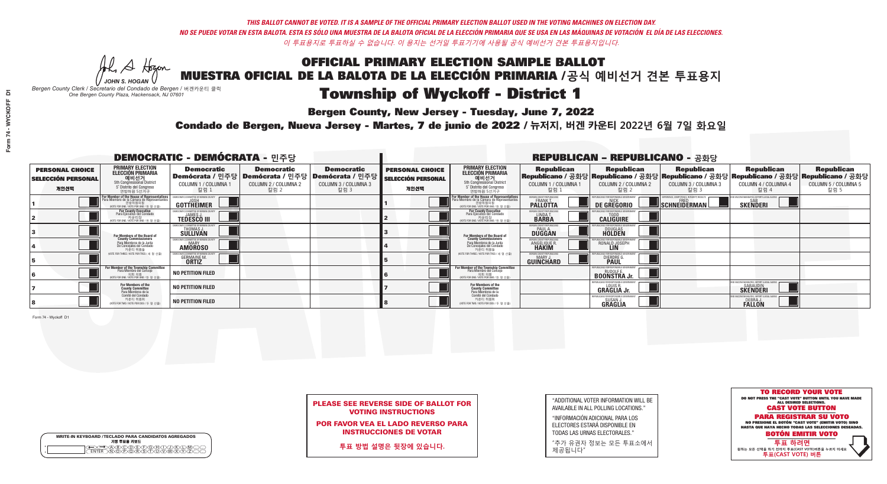*THIS BALLOT CANNOT BE VOTED. IT IS A SAMPLE OF THE OFFICIAL PRIMARY ELECTION BALLOT USED IN THE VOTING MACHINES ON ELECTION DAY.*
*NO SE PUEDE VOTAR EN ESTA BALOTA. ESTA ES SÓLO UNA MUESTRA DE LA BALOTA OFICIAL DE LA ELECCIÓN PRIMARIA QUE SE USA EN LAS MÁQUINAS DE VOTACIÓN EL DÍA DE LAS ELECCIONES.*
*이 투표용지로 투표하실 수 없습니다. 이 용지는 선거일 투표기기에 사용될 공식 예비선거 견본 투표용지입니다.*

JOHN S. HOGAN
*Bergen County Clerk / Secretario del Condado de Bergen / 버겐카운티 클럭*
*One Bergen County Plaza, Hackensack, NJ 07601*

# OFFICIAL PRIMARY ELECTION SAMPLE BALLOT
# MUESTRA OFICIAL DE LA BALOTA DE LA ELECCIÓN PRIMARIA /공식 예비선거 견본 투표용지
# Township of Wyckoff - District 1

**Bergen County, New Jersey - Tuesday, June 7, 2022**

**Condado de Bergen, Nueva Jersey - Martes, 7 de junio de 2022 / 뉴저지, 버겐 카운티 2022년 6월 7일 화요일**

## DEMOCRATIC - DEMÓCRATA - 민주당

| PERSONAL CHOICE / SELECCIÓN PERSONAL / 개인선택 | PRIMARY ELECTION / ELECCIÓN PRIMARIA / 예비선거 5th Congressional District / 5° Distrito del Congreso / 연방하원 5선거구 | Democratic / Demócrata / 민주당 COLUMN 1 / COLUMNA 1 / 칼럼 1 | Democratic / Demócrata / 민주당 COLUMN 2 / COLUMNA 2 / 칼럼 2 | Democratic / Demócrata / 민주당 COLUMN 3 / COLUMNA 3 / 칼럼 3 |
|---|---|---|---|---|
| 1 | For Member of the House of Representatives / Para Miembro de la Cámara de Representantes / 연방하원의원 (VOTE FOR ONE / VOTE POR UNO / 한 명 선출) | JOSH GOTTHEIMER | | |
| 2 | For County Executive / Para Ejecutivo del Condado / 카운티장 (VOTE FOR ONE / VOTE POR UNO / 한 명 선출) | JAMES J. TEDESCO III | | |
| 3 | For Members of the Board of County Commissioners / Para Miembros de la Junta De Concejales del Condado / 카운티 위원들 (VOTE FOR THREE / VOTE POR TRES / 세 명 선출) | THOMAS J. SULLIVAN | | |
| 4 | | MARY AMOROSO | | |
| 5 | | GERMAINE M. ORTIZ | | |
| 6 | For Member of the Township Committee / Para Miembro del Concejo / 의회 의원 (VOTE FOR ONE / VOTE POR UNO / 한 명 선출) | NO PETITION FILED | | |
| 7 | For Members of the County Committee / Para Miembros de la Comité del Condado / 카운티 위원회 (VOTE FOR TWO / VOTE POR DOS / 두 명 선출) | NO PETITION FILED | | |
| 8 | | NO PETITION FILED | | |

## REPUBLICAN - REPUBLICANO - 공화당

| PERSONAL CHOICE / SELECCIÓN PERSONAL / 개인선택 | PRIMARY ELECTION / ELECCIÓN PRIMARIA / 예비선거 5th Congressional District / 5° Distrito del Congreso / 연방하원 5선거구 | Republican / Republicano / 공화당 COLUMN 1 / COLUMNA 1 / 칼럼 1 | Republican / Republicano / 공화당 COLUMN 2 / COLUMNA 2 / 칼럼 2 | Republican / Republicano / 공화당 COLUMN 3 / COLUMNA 3 / 칼럼 3 | Republican / Republicano / 공화당 COLUMN 4 / COLUMNA 4 / 칼럼 4 | Republican / Republicano / 공화당 COLUMN 5 / COLUMNA 5 / 칼럼 5 |
|---|---|---|---|---|---|---|
| 1 | For Member of the House of Representatives / Para Miembro de la Cámara de Representantes / 연방하원의원 (VOTE FOR ONE / VOTE POR UNO / 한 명 선출) | FRANK T. PALLOTTA | NICK DE GREGORIO | FRED SCHNEIDERMAN | SAB SKENDERI | |
| 2 | For County Executive / Para Ejecutivo del Condado / 카운티장 (VOTE FOR ONE / VOTE POR UNO / 한 명 선출) | LINDA T. BARBA | TODD CALIGUIRE | | | |
| 3 | For Members of the Board of County Commissioners / Para Miembros de la Junta De Concejales del Condado / 카운티 위원들 (VOTE FOR THREE / VOTE POR TRES / 세 명 선출) | PAUL A. DUGGAN | DOUGLAS HOLDEN | | | |
| 4 | | ANGELIQUE R. HAKIM | RONALD JOSEPH LIN | | | |
| 5 | | MARY J. GUINCHARD | DIERDRE G. PAUL | | | |
| 6 | For Member of the Township Committee / Para Miembro del Concejo / 의회 의원 (VOTE FOR ONE / VOTE POR UNO / 한 명 선출) | | RUDOLF E. BOONSTRA Jr. | | | |
| 7 | For Members of the County Committee / Para Miembros de la Comité del Condado / 카운티 위원회 (VOTE FOR TWO / VOTE POR DOS / 두 명 선출) | | LOUIS R. GRAGLIA Jr. | | SABAUDIN SKENDERI | |
| 8 | | | SUSAN J. GRAGLIA | | DEBRA J. FALLON | |

Form 74 - Wyckoff D1

**PLEASE SEE REVERSE SIDE OF BALLOT FOR VOTING INSTRUCTIONS**

**POR FAVOR VEA EL LADO REVERSO PARA INSTRUCCIONES DE VOTAR**

**투표 방법 설명은 뒷장에 있습니다.**

"ADDITIONAL VOTER INFORMATION WILL BE AVAILABLE IN ALL POLLING LOCATIONS."

"INFORMACIÓN ADICIONAL PARA LOS ELECTORES ESTARÁ DISPONIBLE EN TODAS LAS URNAS ELECTORALES."

"추가 유권자 정보는 모든 투표소에서 제공됩니다"

WRITE-IN KEYBOARD /TECLADO PARA CANDIDATOS AGREGADOS
기명 투표용 키보드

**TO RECORD YOUR VOTE**
DO NOT PRESS THE "CAST VOTE" BUTTON UNTIL YOU HAVE MADE ALL DESIRED SELECTIONS.
**CAST VOTE BUTTON**
**PARA REGISTRAR SU VOTO**
NO PRESIONE EL BOTÓN "CAST VOTE" (EMITIR VOTO) SINO HASTA QUE HAYA HECHO TODAS LAS SELECCIONES DESEADAS.
**BOTÓN EMITIR VOTO**
**투표 하려면**
원하는 모든 선택을 하기 전까지 투표(CAST VOTE) 버튼을 누르지 마세요.
**투표(CAST VOTE) 버튼**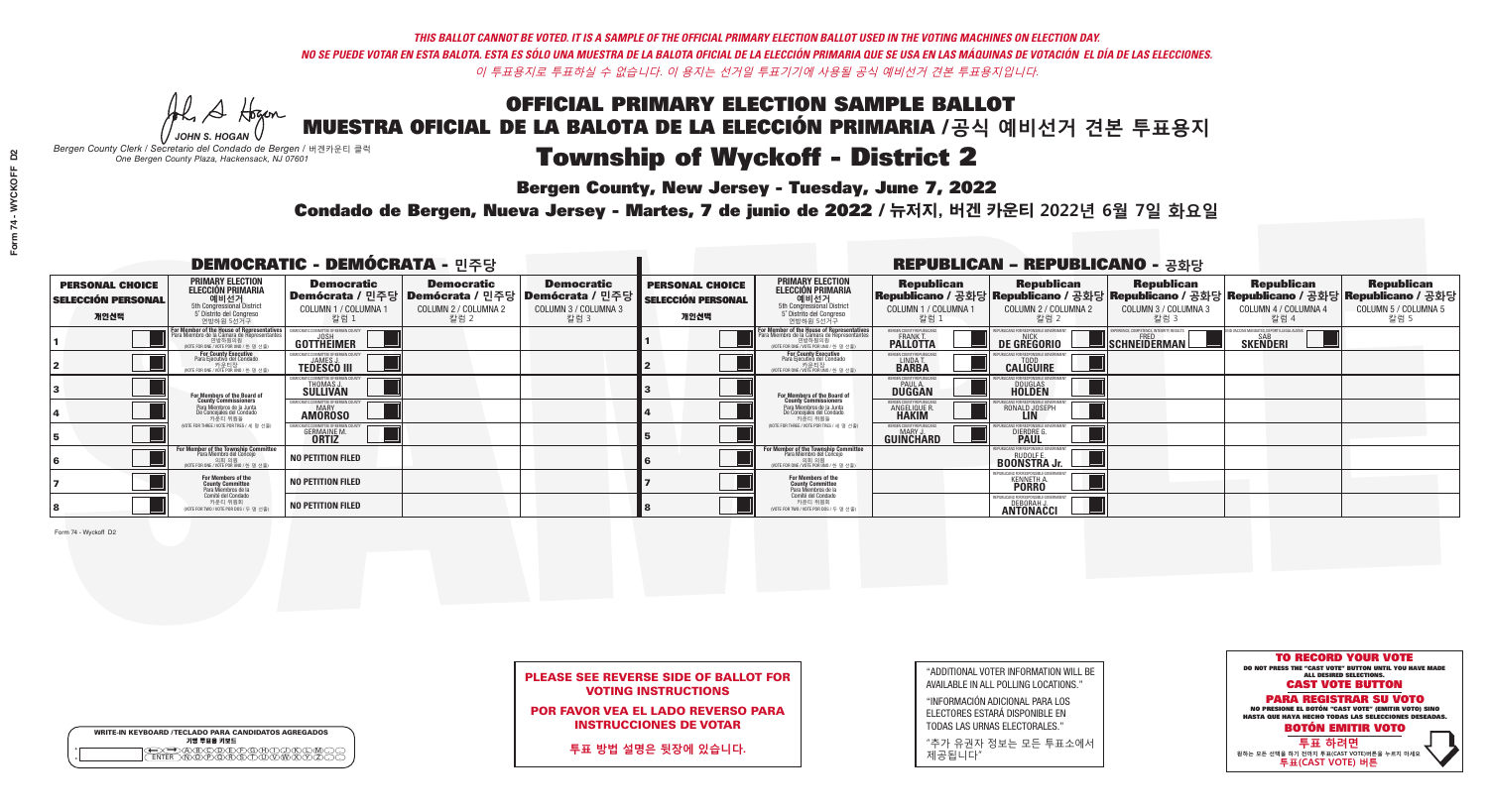*THIS BALLOT CANNOT BE VOTED. IT IS A SAMPLE OF THE OFFICIAL PRIMARY ELECTION BALLOT USED IN THE VOTING MACHINES ON ELECTION DAY.*
*NO SE PUEDE VOTAR EN ESTA BALOTA. ESTA ES SÓLO UNA MUESTRA DE LA BALOTA OFICIAL DE LA ELECCIÓN PRIMARIA QUE SE USA EN LAS MÁQUINAS DE VOTACIÓN EL DÍA DE LAS ELECCIONES.*
*이 투표용지로 투표하실 수 없습니다. 이 용지는 선거일 투표기기에 사용될 공식 예비선거 견본 투표용지입니다.*

JOHN S. HOGAN
*Bergen County Clerk / Secretario del Condado de Bergen / 버겐카운티 클럭*
*One Bergen County Plaza, Hackensack, NJ 07601*

# OFFICIAL PRIMARY ELECTION SAMPLE BALLOT
# MUESTRA OFICIAL DE LA BALOTA DE LA ELECCIÓN PRIMARIA /공식 예비선거 견본 투표용지

# Township of Wyckoff - District 2

**Bergen County, New Jersey - Tuesday, June 7, 2022**

**Condado de Bergen, Nueva Jersey - Martes, 7 de junio de 2022 / 뉴저지, 버겐 카운티 2022년 6월 7일 화요일**

## DEMOCRATIC - DEMÓCRATA - 민주당

| PERSONAL CHOICE / SELECCIÓN PERSONAL / 개인선택 | PRIMARY ELECTION / ELECCIÓN PRIMARIA / 예비선거 / 5th Congressional District / 5° Distrito del Congreso / 연방하원 5선거구 | Democratic / Demócrata / 민주당 COLUMN 1 / COLUMNA 1 / 칼럼 1 | Democratic / Demócrata / 민주당 COLUMN 2 / COLUMNA 2 / 칼럼 2 | Democratic / Demócrata / 민주당 COLUMN 3 / COLUMNA 3 / 칼럼 3 |
|---|---|---|---|---|
| 1 | For Member of the House of Representatives / Para Miembro de la Cámara de Representantes / 연방하원의원 (VOTE FOR ONE / VOTE POR UNO / 한 명 선출) | JOSH GOTTHEIMER | | |
| 2 | For County Executive / Para Ejecutivo del Condado / 카운티장 (VOTE FOR ONE / VOTE POR UNO / 한 명 선출) | JAMES J. TEDESCO III | | |
| 3 | For Members of the Board of County Commissioners / Para Miembros de la Junta De Concejales del Condado / 카운티 위원들 (VOTE FOR THREE / VOTE POR TRES / 세 명 선출) | THOMAS J. SULLIVAN | | |
| 4 | | MARY AMOROSO | | |
| 5 | | GERMAINE M. ORTIZ | | |
| 6 | For Member of the Township Committee / Para Miembro del Concejo / 의회 의원 (VOTE FOR ONE / VOTE POR UNO / 한 명 선출) | NO PETITION FILED | | |
| 7 | For Members of the County Committee / Para Miembros de la Comité del Condado / 카운티 위원회 (VOTE FOR TWO / VOTE POR DOS / 두 명 선출) | NO PETITION FILED | | |
| 8 | | NO PETITION FILED | | |

## REPUBLICAN - REPUBLICANO - 공화당

| PERSONAL CHOICE / SELECCIÓN PERSONAL / 개인선택 | PRIMARY ELECTION / ELECCIÓN PRIMARIA / 예비선거 / 5th Congressional District / 5° Distrito del Congreso / 연방하원 5선거구 | Republican / Republicano / 공화당 COLUMN 1 / COLUMNA 1 / 칼럼 1 | Republican / Republicano / 공화당 COLUMN 2 / COLUMNA 2 / 칼럼 2 | Republican / Republicano / 공화당 COLUMN 3 / COLUMNA 3 / 칼럼 3 | Republican / Republicano / 공화당 COLUMN 4 / COLUMNA 4 / 칼럼 4 | Republican / Republicano / 공화당 COLUMN 5 / COLUMNA 5 / 칼럼 5 |
|---|---|---|---|---|---|---|
| 1 | For Member of the House of Representatives / Para Miembro de la Cámara de Representantes / 연방하원의원 (VOTE FOR ONE / VOTE POR UNO / 한 명 선출) | FRANK T. PALLOTTA | NICK DE GREGORIO | FRED SCHNEIDERMAN | SAB SKENDERI | |
| 2 | For County Executive / Para Ejecutivo del Condado / 카운티장 (VOTE FOR ONE / VOTE POR UNO / 한 명 선출) | LINDA T. BARBA | TODD CALIGUIRE | | | |
| 3 | For Members of the Board of County Commissioners / Para Miembros de la Junta De Concejales del Condado / 카운티 위원들 (VOTE FOR THREE / VOTE POR TRES / 세 명 선출) | PAUL A. DUGGAN | DOUGLAS HOLDEN | | | |
| 4 | | ANGELIQUE R. HAKIM | RONALD JOSEPH LIN | | | |
| 5 | | MARY J. GUINCHARD | DIERDRE G. PAUL | | | |
| 6 | For Member of the Township Committee / Para Miembro del Concejo / 의회 의원 (VOTE FOR ONE / VOTE POR UNO / 한 명 선출) | | RUDOLF E. BOONSTRA Jr. | | | |
| 7 | For Members of the County Committee / Para Miembros de la Comité del Condado / 카운티 위원회 (VOTE FOR TWO / VOTE POR DOS / 두 명 선출) | | KENNETH A. PORRO | | | |
| 8 | | | DEBORAH J. ANTONACCI | | | |

Form 74 - Wyckoff D2

**PLEASE SEE REVERSE SIDE OF BALLOT FOR VOTING INSTRUCTIONS**

**POR FAVOR VEA EL LADO REVERSO PARA INSTRUCCIONES DE VOTAR**

**투표 방법 설명은 뒷장에 있습니다.**

"ADDITIONAL VOTER INFORMATION WILL BE AVAILABLE IN ALL POLLING LOCATIONS."

"INFORMACIÓN ADICIONAL PARA LOS ELECTORES ESTARÁ DISPONIBLE EN TODAS LAS URNAS ELECTORALES."

"추가 유권자 정보는 모든 투표소에서 제공됩니다"

**TO RECORD YOUR VOTE**
DO NOT PRESS THE "CAST VOTE" BUTTON UNTIL YOU HAVE MADE ALL DESIRED SELECTIONS.
**CAST VOTE BUTTON**

**PARA REGISTRAR SU VOTO**
NO PRESIONE EL BOTÓN "CAST VOTE" (EMITIR VOTO) SINO HASTA QUE HAYA HECHO TODAS LAS SELECCIONES DESEADAS.
**BOTÓN EMITIR VOTO**

**투표 하려면**
원하는 모든 선택을 하기 전까지 투표(CAST VOTE)버튼을 누르지 마세요
**투표(CAST VOTE) 버튼**

WRITE-IN KEYBOARD /TECLADO PARA CANDIDATOS AGREGADOS
기명 투표용 키보드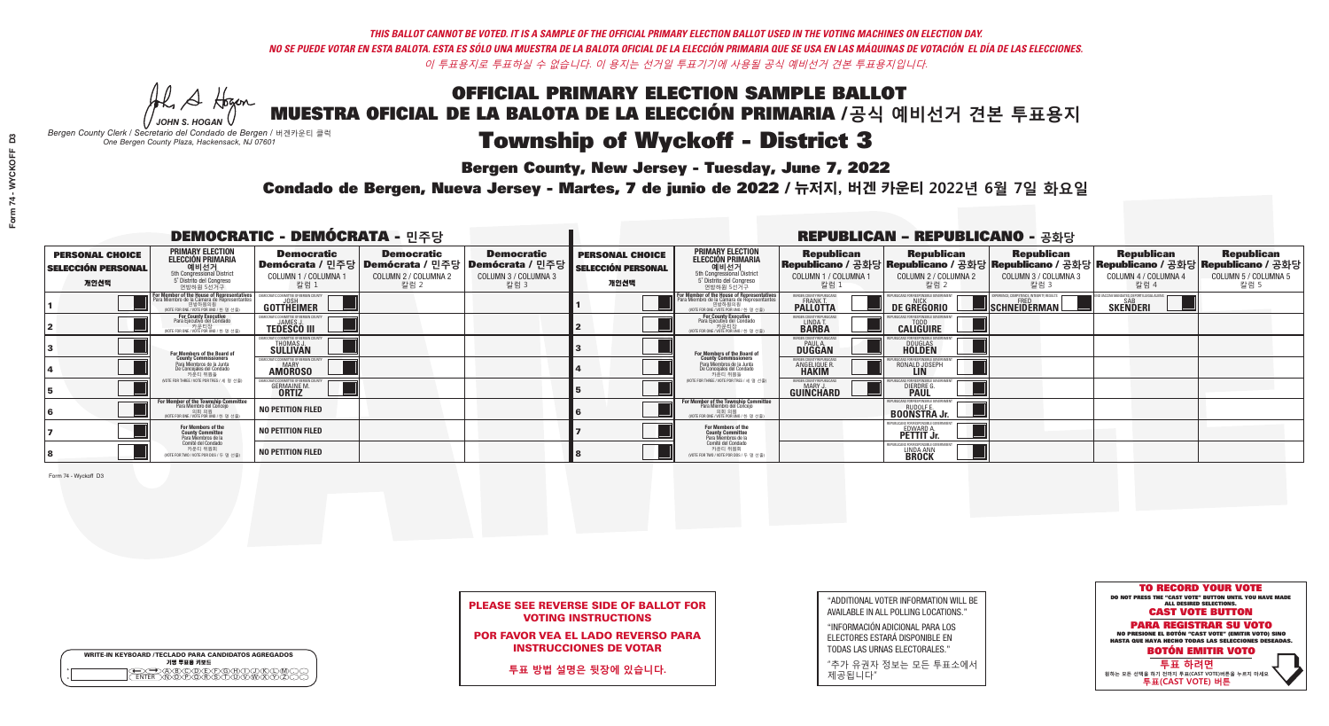*THIS BALLOT CANNOT BE VOTED. IT IS A SAMPLE OF THE OFFICIAL PRIMARY ELECTION BALLOT USED IN THE VOTING MACHINES ON ELECTION DAY.*

*NO SE PUEDE VOTAR EN ESTA BALOTA. ESTA ES SÓLO UNA MUESTRA DE LA BALOTA OFICIAL DE LA ELECCIÓN PRIMARIA QUE SE USA EN LAS MÁQUINAS DE VOTACIÓN EL DÍA DE LAS ELECCIONES.*

*이 투표용지로 투표하실 수 없습니다. 이 용지는 선거일 투표기기에 사용될 공식 예비선거 견본 투표용지입니다.*

JOHN S. HOGAN
*Bergen County Clerk / Secretario del Condado de Bergen /* 버겐카운티 클럭
*One Bergen County Plaza, Hackensack, NJ 07601*

# OFFICIAL PRIMARY ELECTION SAMPLE BALLOT
# MUESTRA OFICIAL DE LA BALOTA DE LA ELECCIÓN PRIMARIA /공식 예비선거 견본 투표용지
# Township of Wyckoff - District 3

**Bergen County, New Jersey - Tuesday, June 7, 2022**

**Condado de Bergen, Nueva Jersey - Martes, 7 de junio de 2022 / 뉴저지, 버겐 카운티 2022년 6월 7일 화요일**

## DEMOCRATIC - DEMÓCRATA - 민주당

| PERSONAL CHOICE / SELECCIÓN PERSONAL / 개인선택 | PRIMARY ELECTION / ELECCIÓN PRIMARIA / 예비선거 | Democratic / Demócrata / 민주당 COLUMN 1 / COLUMNA 1 / 칼럼 1 | Democratic / Demócrata / 민주당 COLUMN 2 / COLUMNA 2 / 칼럼 2 | Democratic / Demócrata / 민주당 COLUMN 3 / COLUMNA 3 / 칼럼 3 |
|---|---|---|---|---|
| 1 | For Member of the House of Representatives / Para Miembro de la Cámara de Representantes / 연방하원의원 (5th Congressional District) (VOTE FOR ONE / VOTE POR UNO / 한 명 선출) | JOSH GOTTHEIMER | | |
| 2 | For County Executive / Para Ejecutivo del Condado / 카운티장 (VOTE FOR ONE / VOTE POR UNO / 한 명 선출) | JAMES J. TEDESCO III | | |
| 3 | For Members of the Board of County Commissioners / Para Miembros de la Junta De Concejales del Condado / 카운티 위원들 (VOTE FOR THREE / VOTE POR TRES / 세 명 선출) | THOMAS J. SULLIVAN | | |
| 4 | | MARY AMOROSO | | |
| 5 | | GERMAINE M. ORTIZ | | |
| 6 | For Member of the Township Committee / Para Miembro del Concejo / 의회 의원 (VOTE FOR ONE / VOTE POR UNO / 한 명 선출) | NO PETITION FILED | | |
| 7 | For Members of the County Committee / Para Miembros de la Comité del Condado / 카운티 위원회 (VOTE FOR TWO / VOTE POR DOS / 두 명 선출) | NO PETITION FILED | | |
| 8 | | NO PETITION FILED | | |

## REPUBLICAN - REPUBLICANO - 공화당

| PERSONAL CHOICE / SELECCIÓN PERSONAL / 개인선택 | PRIMARY ELECTION / ELECCIÓN PRIMARIA / 예비선거 | Republican / Republicano / 공화당 COLUMN 1 / COLUMNA 1 / 칼럼 1 | Republican / Republicano / 공화당 COLUMN 2 / COLUMNA 2 / 칼럼 2 | Republican / Republicano / 공화당 COLUMN 3 / COLUMNA 3 / 칼럼 3 | Republican / Republicano / 공화당 COLUMN 4 / COLUMNA 4 / 칼럼 4 | Republican / Republicano / 공화당 COLUMN 5 / COLUMNA 5 / 칼럼 5 |
|---|---|---|---|---|---|---|
| 1 | For Member of the House of Representatives / Para Miembro de la Cámara de Representantes / 연방하원의원 (5th Congressional District) (VOTE FOR ONE / VOTE POR UNO / 한 명 선출) | FRANK T. PALLOTTA | NICK DE GREGORIO | FRED SCHNEIDERMAN | SAB SKENDERI | |
| 2 | For County Executive / Para Ejecutivo del Condado / 카운티장 (VOTE FOR ONE / VOTE POR UNO / 한 명 선출) | LINDA T. BARBA | TODD CALIGUIRE | | | |
| 3 | For Members of the Board of County Commissioners / Para Miembros de la Junta De Concejales del Condado / 카운티 위원들 (VOTE FOR THREE / VOTE POR TRES / 세 명 선출) | PAUL A. DUGGAN | DOUGLAS HOLDEN | | | |
| 4 | | ANGELIQUE R. HAKIM | RONALD JOSEPH LIN | | | |
| 5 | | MARY J. GUINCHARD | DIERDRE G. PAUL | | | |
| 6 | For Member of the Township Committee / Para Miembro del Concejo / 의회 의원 (VOTE FOR ONE / VOTE POR UNO / 한 명 선출) | | RUDOLF E. BOONSTRA Jr. | | | |
| 7 | For Members of the County Committee / Para Miembros de la Comité del Condado / 카운티 위원회 (VOTE FOR TWO / VOTE POR DOS / 두 명 선출) | | EDWARD A. PETTIT Jr. | | | |
| 8 | | | LINDA ANN BROCK | | | |

Form 74 - Wyckoff D3

**PLEASE SEE REVERSE SIDE OF BALLOT FOR VOTING INSTRUCTIONS**

**POR FAVOR VEA EL LADO REVERSO PARA INSTRUCCIONES DE VOTAR**

**투표 방법 설명은 뒷장에 있습니다.**

"ADDITIONAL VOTER INFORMATION WILL BE AVAILABLE IN ALL POLLING LOCATIONS."

"INFORMACIÓN ADICIONAL PARA LOS ELECTORES ESTARÁ DISPONIBLE EN TODAS LAS URNAS ELECTORALES."

"추가 유권자 정보는 모든 투표소에서 제공됩니다"

WRITE-IN KEYBOARD /TECLADO PARA CANDIDATOS AGREGADOS
기명 투표용 키보드

**TO RECORD YOUR VOTE**
DO NOT PRESS THE "CAST VOTE" BUTTON UNTIL YOU HAVE MADE ALL DESIRED SELECTIONS.
**CAST VOTE BUTTON**

**PARA REGISTRAR SU VOTO**
NO PRESIONE EL BOTÓN "CAST VOTE" (EMITIR VOTO) SINO HASTA QUE HAYA HECHO TODAS LAS SELECCIONES DESEADAS.
**BOTÓN EMITIR VOTO**

**투표 하려면**
원하는 모든 선택을 하기 전까지 투표(CAST VOTE)버튼을 누르지 마세요
**투표(CAST VOTE) 버튼**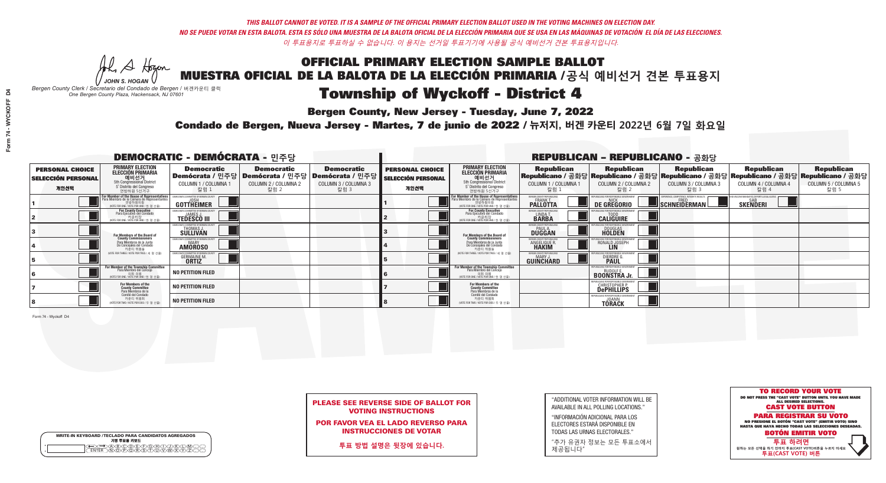*THIS BALLOT CANNOT BE VOTED. IT IS A SAMPLE OF THE OFFICIAL PRIMARY ELECTION BALLOT USED IN THE VOTING MACHINES ON ELECTION DAY.*

*NO SE PUEDE VOTAR EN ESTA BALOTA. ESTA ES SÓLO UNA MUESTRA DE LA BALOTA OFICIAL DE LA ELECCIÓN PRIMARIA QUE SE USA EN LAS MÁQUINAS DE VOTACIÓN EL DÍA DE LAS ELECCIONES.*

*이 투표용지로 투표하실 수 없습니다. 이 용지는 선거일 투표기기에 사용될 공식 예비선거 견본 투표용지입니다.*

JOHN S. HOGAN
*Bergen County Clerk / Secretario del Condado de Bergen / 버겐카운티 클럭*
*One Bergen County Plaza, Hackensack, NJ 07601*

# OFFICIAL PRIMARY ELECTION SAMPLE BALLOT
# MUESTRA OFICIAL DE LA BALOTA DE LA ELECCIÓN PRIMARIA /공식 예비선거 견본 투표용지

# Township of Wyckoff - District 4

## Bergen County, New Jersey - Tuesday, June 7, 2022

## Condado de Bergen, Nueva Jersey - Martes, 7 de junio de 2022 / 뉴저지, 버겐 카운티 2022년 6월 7일 화요일

### DEMOCRATIC - DEMÓCRATA - 민주당

| PERSONAL CHOICE / SELECCIÓN PERSONAL / 개인선택 | PRIMARY ELECTION / ELECCIÓN PRIMARIA / 예비선거 | Democratic / Demócrata / 민주당 COLUMN 1 / COLUMNA 1 / 칼럼 1 | Democratic / Demócrata / 민주당 COLUMN 2 / COLUMNA 2 / 칼럼 2 | Democratic / Demócrata / 민주당 COLUMN 3 / COLUMNA 3 / 칼럼 3 |
|---|---|---|---|---|
| 1 | For Member of the House of Representatives (5th Congressional District) (VOTE FOR ONE) | JOSH GOTTHEIMER | | |
| 2 | For County Executive (VOTE FOR ONE) | JAMES J. TEDESCO III | | |
| 3 | For Members of the Board of County Commissioners (VOTE FOR THREE) | THOMAS J. SULLIVAN | | |
| 4 | | MARY AMOROSO | | |
| 5 | | GERMAINE M. ORTIZ | | |
| 6 | For Member of the Township Committee (VOTE FOR ONE) | NO PETITION FILED | | |
| 7 | For Members of the County Committee (VOTE FOR TWO) | NO PETITION FILED | | |
| 8 | | NO PETITION FILED | | |

### REPUBLICAN - REPUBLICANO - 공화당

| PERSONAL CHOICE / SELECCIÓN PERSONAL / 개인선택 | PRIMARY ELECTION / ELECCIÓN PRIMARIA / 예비선거 | Republican / Republicano / 공화당 COLUMN 1 / COLUMNA 1 / 칼럼 1 | Republican / Republicano / 공화당 COLUMN 2 / COLUMNA 2 / 칼럼 2 | Republican / Republicano / 공화당 COLUMN 3 / COLUMNA 3 / 칼럼 3 | Republican / Republicano / 공화당 COLUMN 4 / COLUMNA 4 / 칼럼 4 | Republican / Republicano / 공화당 COLUMN 5 / COLUMNA 5 / 칼럼 5 |
|---|---|---|---|---|---|---|
| 1 | For Member of the House of Representatives (5th Congressional District) (VOTE FOR ONE) | FRANK T. PALLOTTA | NICK DE GREGORIO | FRED SCHNEIDERMAN | SAB SKENDERI | |
| 2 | For County Executive (VOTE FOR ONE) | LINDA T. BARBA | TODD CALIGUIRE | | | |
| 3 | For Members of the Board of County Commissioners (VOTE FOR THREE) | PAUL A. DUGGAN | DOUGLAS HOLDEN | | | |
| 4 | | ANGELIQUE R. HAKIM | RONALD JOSEPH LIN | | | |
| 5 | | MARY J. GUINCHARD | DIERDRE G. PAUL | | | |
| 6 | For Member of the Township Committee (VOTE FOR ONE) | | RUDOLF E. BOONSTRA Jr. | | | |
| 7 | For Members of the County Committee (VOTE FOR TWO) | | CHRISTOPHER P. DePHILLIPS | | | |
| 8 | | | JOANN TORACK | | | |

Form 74 - Wyckoff D4

**PLEASE SEE REVERSE SIDE OF BALLOT FOR VOTING INSTRUCTIONS**

**POR FAVOR VEA EL LADO REVERSO PARA INSTRUCCIONES DE VOTAR**

**투표 방법 설명은 뒷장에 있습니다.**

"ADDITIONAL VOTER INFORMATION WILL BE AVAILABLE IN ALL POLLING LOCATIONS."

"INFORMACIÓN ADICIONAL PARA LOS ELECTORES ESTARÁ DISPONIBLE EN TODAS LAS URNAS ELECTORALES."

"추가 유권자 정보는 모든 투표소에서 제공됩니다"

**TO RECORD YOUR VOTE**
DO NOT PRESS THE "CAST VOTE" BUTTON UNTIL YOU HAVE MADE ALL DESIRED SELECTIONS.
**CAST VOTE BUTTON**

**PARA REGISTRAR SU VOTO**
NO PRESIONE EL BOTÓN "CAST VOTE" (EMITIR VOTO) SINO HASTA QUE HAYA HECHO TODAS LAS SELECCIONES DESEADAS.
**BOTÓN EMITIR VOTO**

**투표 하려면**
원하는 모든 선택을 하기 전까지 투표(CAST VOTE)버튼을 누르지 마세요
**투표(CAST VOTE) 버튼**

WRITE-IN KEYBOARD /TECLADO PARA CANDIDATOS AGREGADOS
기명 투표용 키보드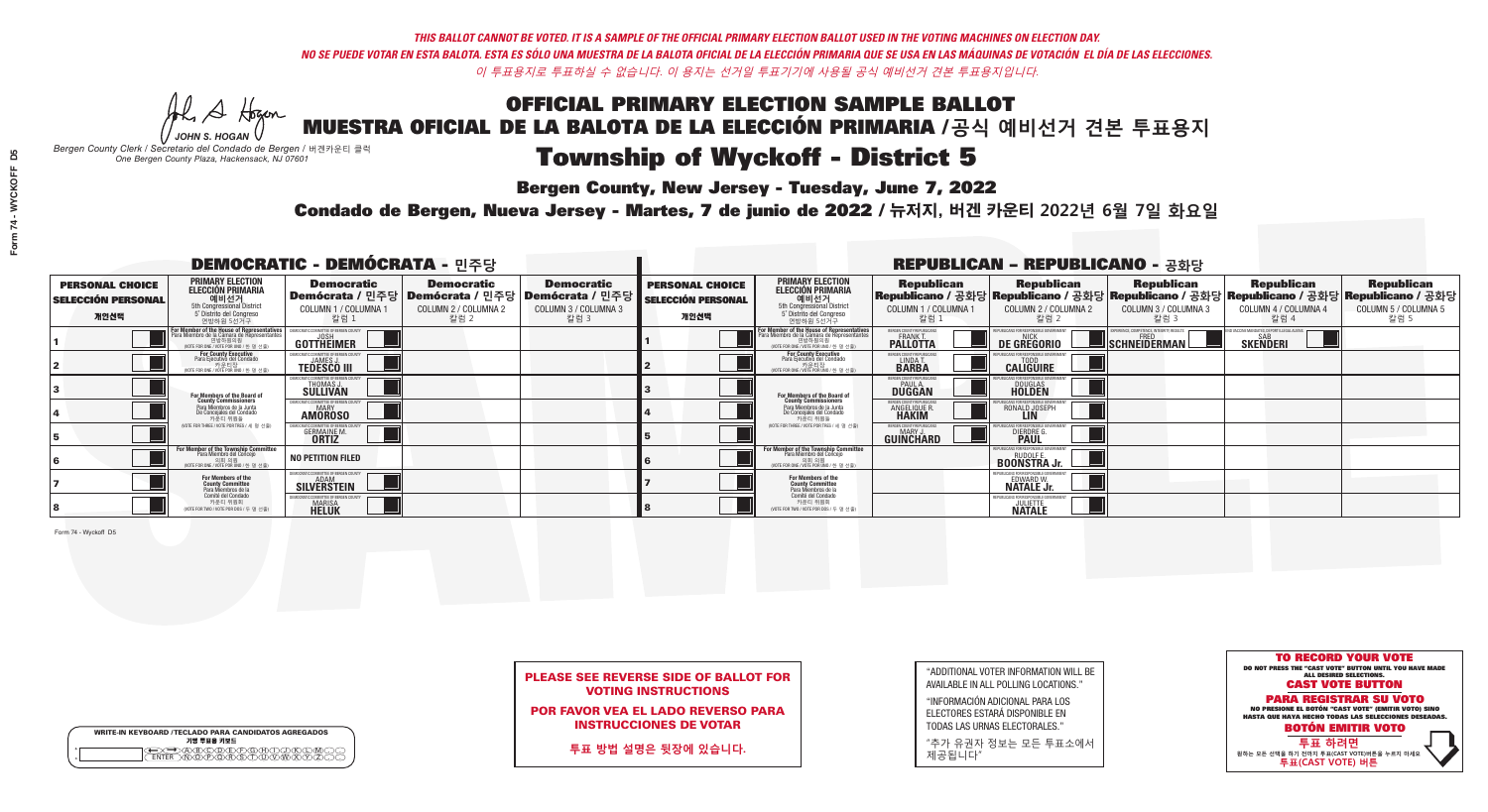*THIS BALLOT CANNOT BE VOTED. IT IS A SAMPLE OF THE OFFICIAL PRIMARY ELECTION BALLOT USED IN THE VOTING MACHINES ON ELECTION DAY.*
*NO SE PUEDE VOTAR EN ESTA BALOTA. ESTA ES SÓLO UNA MUESTRA DE LA BALOTA OFICIAL DE LA ELECCIÓN PRIMARIA QUE SE USA EN LAS MÁQUINAS DE VOTACIÓN EL DÍA DE LAS ELECCIONES.*
*이 투표용지로 투표하실 수 없습니다. 이 용지는 선거일 투표기기에 사용될 공식 예비선거 견본 투표용지입니다.*

JOHN S. HOGAN
*Bergen County Clerk / Secretario del Condado de Bergen / 버겐카운티 클럭*
*One Bergen County Plaza, Hackensack, NJ 07601*

# OFFICIAL PRIMARY ELECTION SAMPLE BALLOT
# MUESTRA OFICIAL DE LA BALOTA DE LA ELECCIÓN PRIMARIA /공식 예비선거 견본 투표용지
# Township of Wyckoff - District 5

**Bergen County, New Jersey - Tuesday, June 7, 2022**

**Condado de Bergen, Nueva Jersey - Martes, 7 de junio de 2022 / 뉴저지, 버겐 카운티 2022년 6월 7일 화요일**

## DEMOCRATIC - DEMÓCRATA - 민주당

| PERSONAL CHOICE / SELECCIÓN PERSONAL / 개인선택 | PRIMARY ELECTION / ELECCIÓN PRIMARIA / 예비선거 (5th Congressional District / 5° Distrito del Congreso / 연방하원 5선거구) | Democratic / Demócrata / 민주당 COLUMN 1 / COLUMNA 1 / 칼럼 1 | Democratic / Demócrata / 민주당 COLUMN 2 / COLUMNA 2 / 칼럼 2 | Democratic / Demócrata / 민주당 COLUMN 3 / COLUMNA 3 / 칼럼 3 |
|---|---|---|---|---|
| 1 | For Member of the House of Representatives / Para Miembro de la Cámara de Representantes / 연방하원의원 (VOTE FOR ONE / VOTE POR UNO / 한 명 선출) | JOSH GOTTHEIMER | | |
| 2 | For County Executive / Para Ejecutivo del Condado / 카운티장 (VOTE FOR ONE / VOTE POR UNO / 한 명 선출) | JAMES J. TEDESCO III | | |
| 3 | For Members of the Board of County Commissioners / Para Miembros de la Junta De Concejales del Condado / 카운티 위원들 (VOTE FOR THREE / VOTE POR TRES / 세 명 선출) | THOMAS J. SULLIVAN | | |
| 4 | | MARY AMOROSO | | |
| 5 | | GERMAINE M. ORTIZ | | |
| 6 | For Member of the Township Committee / Para Miembro del Comité / 의회 의원 (VOTE FOR ONE / VOTE POR UNO / 한 명 선출) | NO PETITION FILED | | |
| 7 | For Members of the County Committee / Para Miembros de la Comité del Condado / 카운티 위원회 (VOTE FOR TWO / VOTE POR DOS / 두 명 선출) | ADAM SILVERSTEIN | | |
| 8 | | MARISA HELUK | | |

## REPUBLICAN - REPUBLICANO - 공화당

| PERSONAL CHOICE / SELECCIÓN PERSONAL / 개인선택 | PRIMARY ELECTION / ELECCIÓN PRIMARIA / 예비선거 (5th Congressional District / 5° Distrito del Congreso / 연방하원 5선거구) | Republican / Republicano / 공화당 COLUMN 1 / COLUMNA 1 / 칼럼 1 | Republican / Republicano / 공화당 COLUMN 2 / COLUMNA 2 / 칼럼 2 | Republican / Republicano / 공화당 COLUMN 3 / COLUMNA 3 / 칼럼 3 | Republican / Republicano / 공화당 COLUMN 4 / COLUMNA 4 / 칼럼 4 | Republican / Republicano / 공화당 COLUMN 5 / COLUMNA 5 / 칼럼 5 |
|---|---|---|---|---|---|---|
| 1 | For Member of the House of Representatives / Para Miembro de la Cámara de Representantes / 연방하원의원 (VOTE FOR ONE / VOTE POR UNO / 한 명 선출) | FRANK T. PALLOTTA | NICK DE GREGORIO | FRED SCHNEIDERMAN | SAB SKENDERI | |
| 2 | For County Executive / Para Ejecutivo del Condado / 카운티장 (VOTE FOR ONE / VOTE POR UNO / 한 명 선출) | LINDA T. BARBA | TODD CALIGUIRE | | | |
| 3 | For Members of the Board of County Commissioners / Para Miembros de la Junta De Concejales del Condado / 카운티 위원들 (VOTE FOR THREE / VOTE POR TRES / 세 명 선출) | PAUL A. DUGGAN | DOUGLAS HOLDEN | | | |
| 4 | | ANGELIQUE R. HAKIM | RONALD JOSEPH LIN | | | |
| 5 | | MARY J. GUINCHARD | DIERDRE G. PAUL | | | |
| 6 | For Member of the Township Committee / Para Miembro del Comité / 의회 의원 (VOTE FOR ONE / VOTE POR UNO / 한 명 선출) | | RUDOLF E. BOONSTRA Jr. | | | |
| 7 | For Members of the County Committee / Para Miembros de la Comité del Condado / 카운티 위원회 (VOTE FOR TWO / VOTE POR DOS / 두 명 선출) | | EDWARD W. NATALE Jr. | | | |
| 8 | | | JULIETTE NATALE | | | |

Form 74 - Wyckoff D5

**PLEASE SEE REVERSE SIDE OF BALLOT FOR VOTING INSTRUCTIONS**

**POR FAVOR VEA EL LADO REVERSO PARA INSTRUCCIONES DE VOTAR**

**투표 방법 설명은 뒷장에 있습니다.**

"ADDITIONAL VOTER INFORMATION WILL BE AVAILABLE IN ALL POLLING LOCATIONS."

"INFORMACIÓN ADICIONAL PARA LOS ELECTORES ESTARÁ DISPONIBLE EN TODAS LAS URNAS ELECTORALES."

"추가 유권자 정보는 모든 투표소에서 제공됩니다"

WRITE-IN KEYBOARD /TECLADO PARA CANDIDATOS AGREGADOS / 기명 투표용 키보드

**TO RECORD YOUR VOTE**
DO NOT PRESS THE "CAST VOTE" BUTTON UNTIL YOU HAVE MADE ALL DESIRED SELECTIONS.
**CAST VOTE BUTTON**

**PARA REGISTRAR SU VOTO**
NO PRESIONE EL BOTÓN "CAST VOTE" (EMITIR VOTO) SINO HASTA QUE HAYA HECHO TODAS LAS SELECCIONES DESEADAS.
**BOTÓN EMITIR VOTO**

**투표 하려면**
원하는 모든 선택을 하기 전까지 투표(CAST VOTE)버튼을 누르지 마세요.
**투표(CAST VOTE) 버튼**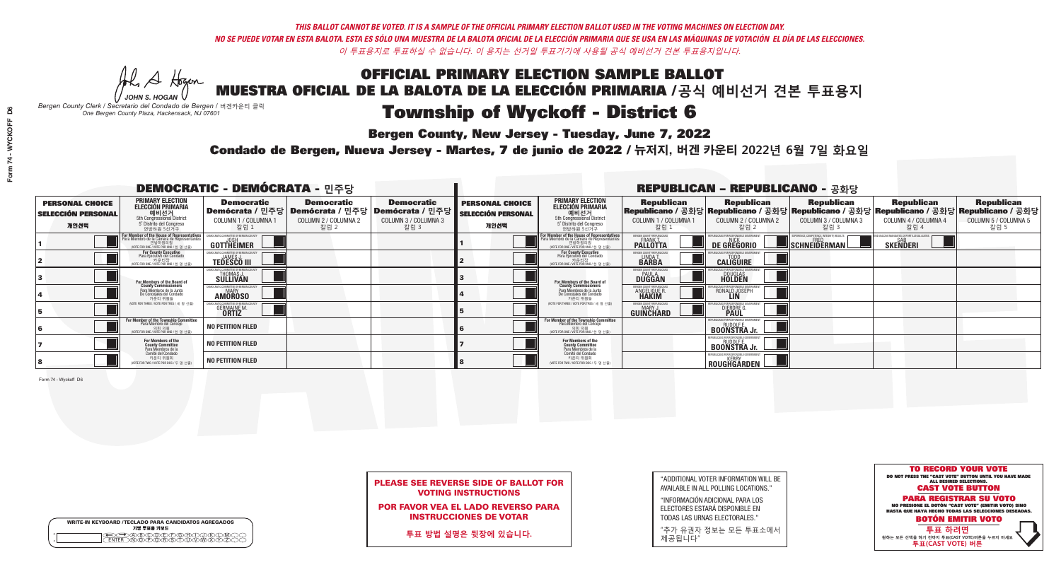*THIS BALLOT CANNOT BE VOTED. IT IS A SAMPLE OF THE OFFICIAL PRIMARY ELECTION BALLOT USED IN THE VOTING MACHINES ON ELECTION DAY.*
*NO SE PUEDE VOTAR EN ESTA BALOTA. ESTA ES SÓLO UNA MUESTRA DE LA BALOTA OFICIAL DE LA ELECCIÓN PRIMARIA QUE SE USA EN LAS MÁQUINAS DE VOTACIÓN EL DÍA DE LAS ELECCIONES.*
*이 투표용지로 투표하실 수 없습니다. 이 용지는 선거일 투표기기에 사용될 공식 예비선거 견본 투표용지입니다.*

JOHN S. HOGAN
*Bergen County Clerk / Secretario del Condado de Bergen / 버겐카운티 클럭*
*One Bergen County Plaza, Hackensack, NJ 07601*

# OFFICIAL PRIMARY ELECTION SAMPLE BALLOT
# MUESTRA OFICIAL DE LA BALOTA DE LA ELECCIÓN PRIMARIA / 공식 예비선거 견본 투표용지
## Township of Wyckoff - District 6

**Bergen County, New Jersey - Tuesday, June 7, 2022**

**Condado de Bergen, Nueva Jersey - Martes, 7 de junio de 2022 / 뉴저지, 버겐 카운티 2022년 6월 7일 화요일**

### DEMOCRATIC - DEMÓCRATA - 민주당

| PERSONAL CHOICE / SELECCIÓN PERSONAL / 개인선택 | PRIMARY ELECTION / ELECCIÓN PRIMARIA / 예비선거 (5th Congressional District / 5° Distrito del Congreso / 연방하원 5선거구) | Democratic / Demócrata / 민주당 COLUMN 1 / COLUMNA 1 / 칼럼 1 | Democratic / Demócrata / 민주당 COLUMN 2 / COLUMNA 2 / 칼럼 2 | Democratic / Demócrata / 민주당 COLUMN 3 / COLUMNA 3 / 칼럼 3 |
|---|---|---|---|---|
| 1 | For Member of the House of Representatives / Para Miembro de la Cámara de Representantes / 연방하원의원 (VOTE FOR ONE / VOTE POR UNO / 한 명 선출) | JOSH GOTTHEIMER | | |
| 2 | For County Executive / Para Ejecutivo del Condado / 카운티장 (VOTE FOR ONE / VOTE POR UNO / 한 명 선출) | JAMES J. TEDESCO III | | |
| 3 | For Members of the Board of County Commissioners / Para Miembros de la Junta De Concejales del Condado / 카운티 위원들 (VOTE FOR THREE / VOTE POR TRES / 세 명 선출) | THOMAS J. SULLIVAN | | |
| 4 | | MARY AMOROSO | | |
| 5 | | GERMAINE M. ORTIZ | | |
| 6 | For Member of the Township Committee / Para Miembro del Concejo / 의회 의원 (VOTE FOR ONE / VOTE POR UNO / 한 명 선출) | NO PETITION FILED | | |
| 7 | For Members of the County Committee / Para Miembros de la Comité del Condado / 카운티 위원회 (VOTE FOR TWO / VOTE POR DOS / 두 명 선출) | NO PETITION FILED | | |
| 8 | | NO PETITION FILED | | |

### REPUBLICAN - REPUBLICANO - 공화당

| PERSONAL CHOICE / SELECCIÓN PERSONAL / 개인선택 | PRIMARY ELECTION / ELECCIÓN PRIMARIA / 예비선거 (5th Congressional District / 5° Distrito del Congreso / 연방하원 5선거구) | Republican / Republicano / 공화당 COLUMN 1 / COLUMNA 1 / 칼럼 1 | Republican / Republicano / 공화당 COLUMN 2 / COLUMNA 2 / 칼럼 2 | Republican / Republicano / 공화당 COLUMN 3 / COLUMNA 3 / 칼럼 3 | Republican / Republicano / 공화당 COLUMN 4 / COLUMNA 4 / 칼럼 4 | Republican / Republicano / 공화당 COLUMN 5 / COLUMNA 5 / 칼럼 5 |
|---|---|---|---|---|---|---|
| 1 | For Member of the House of Representatives / Para Miembro de la Cámara de Representantes / 연방하원의원 (VOTE FOR ONE / VOTE POR UNO / 한 명 선출) | FRANK T. PALLOTTA | NICK DE GREGORIO | FRED SCHNEIDERMAN | SAB SKENDERI | |
| 2 | For County Executive / Para Ejecutivo del Condado / 카운티장 (VOTE FOR ONE / VOTE POR UNO / 한 명 선출) | LINDA T. BARBA | TODD CALIGUIRE | | | |
| 3 | For Members of the Board of County Commissioners / Para Miembros de la Junta De Concejales del Condado / 카운티 위원들 (VOTE FOR THREE / VOTE POR TRES / 세 명 선출) | PAUL A. DUGGAN | DOUGLAS HOLDEN | | | |
| 4 | | ANGELIQUE R. HAKIM | RONALD JOSEPH LIN | | | |
| 5 | | MARY J. GUINCHARD | DIERDRE G. PAUL | | | |
| 6 | For Member of the Township Committee / Para Miembro del Concejo / 의회 의원 (VOTE FOR ONE / VOTE POR UNO / 한 명 선출) | | RUDOLF E. BOONSTRA Jr. | | | |
| 7 | For Members of the County Committee / Para Miembros de la Comité del Condado / 카운티 위원회 (VOTE FOR TWO / VOTE POR DOS / 두 명 선출) | | RUDOLF E. BOONSTRA Jr. | | | |
| 8 | | | KERRY ROUGHGARDEN | | | |

Form 74 - Wyckoff D6

**PLEASE SEE REVERSE SIDE OF BALLOT FOR VOTING INSTRUCTIONS**

**POR FAVOR VEA EL LADO REVERSO PARA INSTRUCCIONES DE VOTAR**

**투표 방법 설명은 뒷장에 있습니다.**

"ADDITIONAL VOTER INFORMATION WILL BE AVAILABLE IN ALL POLLING LOCATIONS."

"INFORMACIÓN ADICIONAL PARA LOS ELECTORES ESTARÁ DISPONIBLE EN TODAS LAS URNAS ELECTORALES."

"추가 유권자 정보는 모든 투표소에서 제공됩니다"

**TO RECORD YOUR VOTE**
DO NOT PRESS THE "CAST VOTE" BUTTON UNTIL YOU HAVE MADE ALL DESIRED SELECTIONS.
**CAST VOTE BUTTON**
**PARA REGISTRAR SU VOTO**
NO PRESIONE EL BOTÓN "CAST VOTE" (EMITIR VOTO) SINO HASTA QUE HAYA HECHO TODAS LAS SELECCIONES DESEADAS.
**BOTÓN EMITIR VOTO**
**투표 하려면**
원하는 모든 선택을 하기 전까지 투표(CAST VOTE)버튼을 누르지 마세요.
**투표(CAST VOTE) 버튼**

WRITE-IN KEYBOARD / TECLADO PARA CANDIDATOS AGREGADOS / 기명 투표용 키보드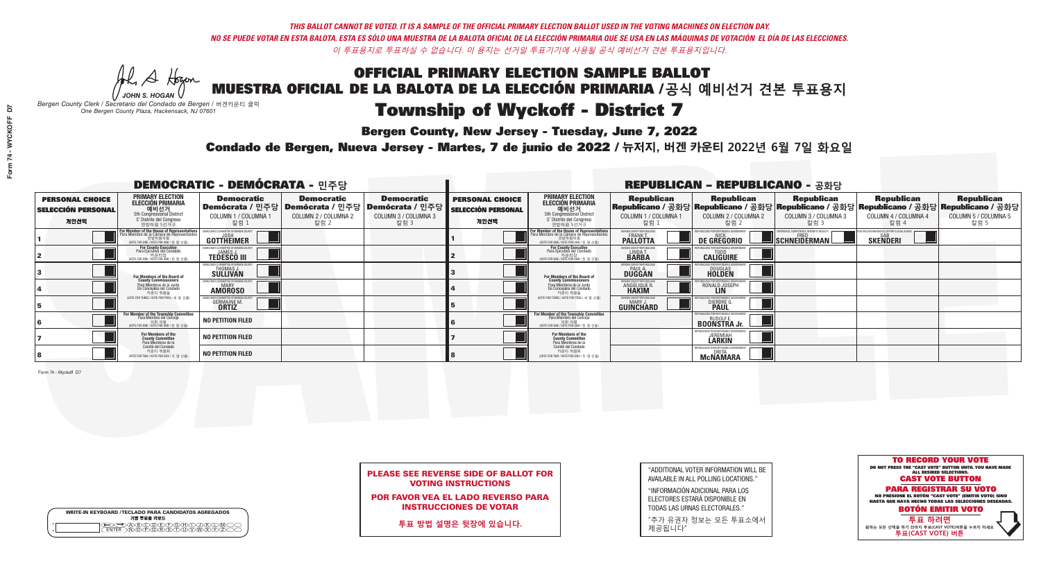*THIS BALLOT CANNOT BE VOTED. IT IS A SAMPLE OF THE OFFICIAL PRIMARY ELECTION BALLOT USED IN THE VOTING MACHINES ON ELECTION DAY.*

*NO SE PUEDE VOTAR EN ESTA BALOTA. ESTA ES SÓLO UNA MUESTRA DE LA BALOTA OFICIAL DE LA ELECCIÓN PRIMARIA QUE SE USA EN LAS MÁQUINAS DE VOTACIÓN EL DÍA DE LAS ELECCIONES.*

*이 투표용지로 투표하실 수 없습니다. 이 용지는 선거일 투표기기에 사용될 공식 예비선거 견본 투표용지입니다.*

JOHN S. HOGAN
*Bergen County Clerk / Secretario del Condado de Bergen / 버겐카운티 클럭*
*One Bergen County Plaza, Hackensack, NJ 07601*

# OFFICIAL PRIMARY ELECTION SAMPLE BALLOT
# MUESTRA OFICIAL DE LA BALOTA DE LA ELECCIÓN PRIMARIA /공식 예비선거 견본 투표용지

# Township of Wyckoff - District 7

**Bergen County, New Jersey - Tuesday, June 7, 2022**

**Condado de Bergen, Nueva Jersey - Martes, 7 de junio de 2022 / 뉴저지, 버겐 카운티 2022년 6월 7일 화요일**

## DEMOCRATIC - DEMÓCRATA - 민주당

| PERSONAL CHOICE / SELECCIÓN PERSONAL / 개인선택 | PRIMARY ELECTION / ELECCIÓN PRIMARIA / 예비선거 / 5th Congressional District / 5° Distrito del Congreso / 연방하원 5선거구 | Democratic / Demócrata / 민주당 COLUMN 1 / COLUMNA 1 / 칼럼 1 | Democratic / Demócrata / 민주당 COLUMN 2 / COLUMNA 2 / 칼럼 2 | Democratic / Demócrata / 민주당 COLUMN 3 / COLUMNA 3 / 칼럼 3 |
|---|---|---|---|---|
| 1 | For Member of the House of Representatives / Para Miembro de la Cámara de Representantes / 연방하원의원 (VOTE FOR ONE / VOTE POR UNO / 한 명 선출) | JOSH GOTTHEIMER | | |
| 2 | For County Executive / Para Ejecutivo del Condado / 카운티장 (VOTE FOR ONE / VOTE POR UNO / 한 명 선출) | JAMES J. TEDESCO III | | |
| 3 | For Members of the Board of County Commissioners / Para Miembros de la Junta De Concejales del Condado / 카운티 위원들 (VOTE FOR THREE / VOTE POR TRES / 세 명 선출) | THOMAS J. SULLIVAN | | |
| 4 | | MARY AMOROSO | | |
| 5 | | GERMAINE M. ORTIZ | | |
| 6 | For Member of the Township Committee / Para Miembro del Concejo / 의회 의원 (VOTE FOR ONE / VOTE POR UNO / 한 명 선출) | NO PETITION FILED | | |
| 7 | For Members of the County Committee / Para Miembros de la Comité del Condado / 카운티 위원회 (VOTE FOR TWO / VOTE POR DOS / 두 명 선출) | NO PETITION FILED | | |
| 8 | | NO PETITION FILED | | |

## REPUBLICAN - REPUBLICANO - 공화당

| PERSONAL CHOICE / SELECCIÓN PERSONAL / 개인선택 | PRIMARY ELECTION / ELECCIÓN PRIMARIA / 예비선거 / 5th Congressional District / 5° Distrito del Congreso / 연방하원 5선거구 | Republican / Republicano / 공화당 COLUMN 1 / COLUMNA 1 / 칼럼 1 | Republican / Republicano / 공화당 COLUMN 2 / COLUMNA 2 / 칼럼 2 | Republican / Republicano / 공화당 COLUMN 3 / COLUMNA 3 / 칼럼 3 | Republican / Republicano / 공화당 COLUMN 4 / COLUMNA 4 / 칼럼 4 | Republican / Republicano / 공화당 COLUMN 5 / COLUMNA 5 / 칼럼 5 |
|---|---|---|---|---|---|---|
| 1 | For Member of the House of Representatives / Para Miembro de la Cámara de Representantes / 연방하원의원 (VOTE FOR ONE / VOTE POR UNO / 한 명 선출) | FRANK T. PALLOTTA | NICK DE GREGORIO | FRED SCHNEIDERMAN | SAB SKENDERI | |
| 2 | For County Executive / Para Ejecutivo del Condado / 카운티장 (VOTE FOR ONE / VOTE POR UNO / 한 명 선출) | LINDA T. BARBA | TODD CALIGUIRE | | | |
| 3 | For Members of the Board of County Commissioners / Para Miembros de la Junta De Concejales del Condado / 카운티 위원들 (VOTE FOR THREE / VOTE POR TRES / 세 명 선출) | PAUL A. DUGGAN | DOUGLAS HOLDEN | | | |
| 4 | | ANGELIQUE R. HAKIM | RONALD JOSEPH LIN | | | |
| 5 | | MARY J. GUINCHARD | DIERDRE G. PAUL | | | |
| 6 | For Member of the Township Committee / Para Miembro del Concejo / 의회 의원 (VOTE FOR ONE / VOTE POR UNO / 한 명 선출) | | RUDOLF E. BOONSTRA Jr. | | | |
| 7 | For Members of the County Committee / Para Miembros de la Comité del Condado / 카운티 위원회 (VOTE FOR TWO / VOTE POR DOS / 두 명 선출) | | JEREMIAH LARKIN | | | |
| 8 | | | DRITA McNAMARA | | | |

Form 74 - Wyckoff D7

**PLEASE SEE REVERSE SIDE OF BALLOT FOR VOTING INSTRUCTIONS**

**POR FAVOR VEA EL LADO REVERSO PARA INSTRUCCIONES DE VOTAR**

**투표 방법 설명은 뒷장에 있습니다.**

"ADDITIONAL VOTER INFORMATION WILL BE AVAILABLE IN ALL POLLING LOCATIONS."

"INFORMACIÓN ADICIONAL PARA LOS ELECTORES ESTARÁ DISPONIBLE EN TODAS LAS URNAS ELECTORALES."

"추가 유권자 정보는 모든 투표소에서 제공됩니다"

**TO RECORD YOUR VOTE**
DO NOT PRESS THE "CAST VOTE" BUTTON UNTIL YOU HAVE MADE ALL DESIRED SELECTIONS.
**CAST VOTE BUTTON**

**PARA REGISTRAR SU VOTO**
NO PRESIONE EL BOTÓN "CAST VOTE" (EMITIR VOTO) SINO HASTA QUE HAYA HECHO TODAS LAS SELECCIONES DESEADAS.
**BOTÓN EMITIR VOTO**

**투표 하려면**
원하는 모든 선택을 하기 전까지 투표(CAST VOTE)버튼을 누르지 마세요
**투표(CAST VOTE) 버튼**

WRITE-IN KEYBOARD /TECLADO PARA CANDIDATOS AGREGADOS
기명 투표용 키보드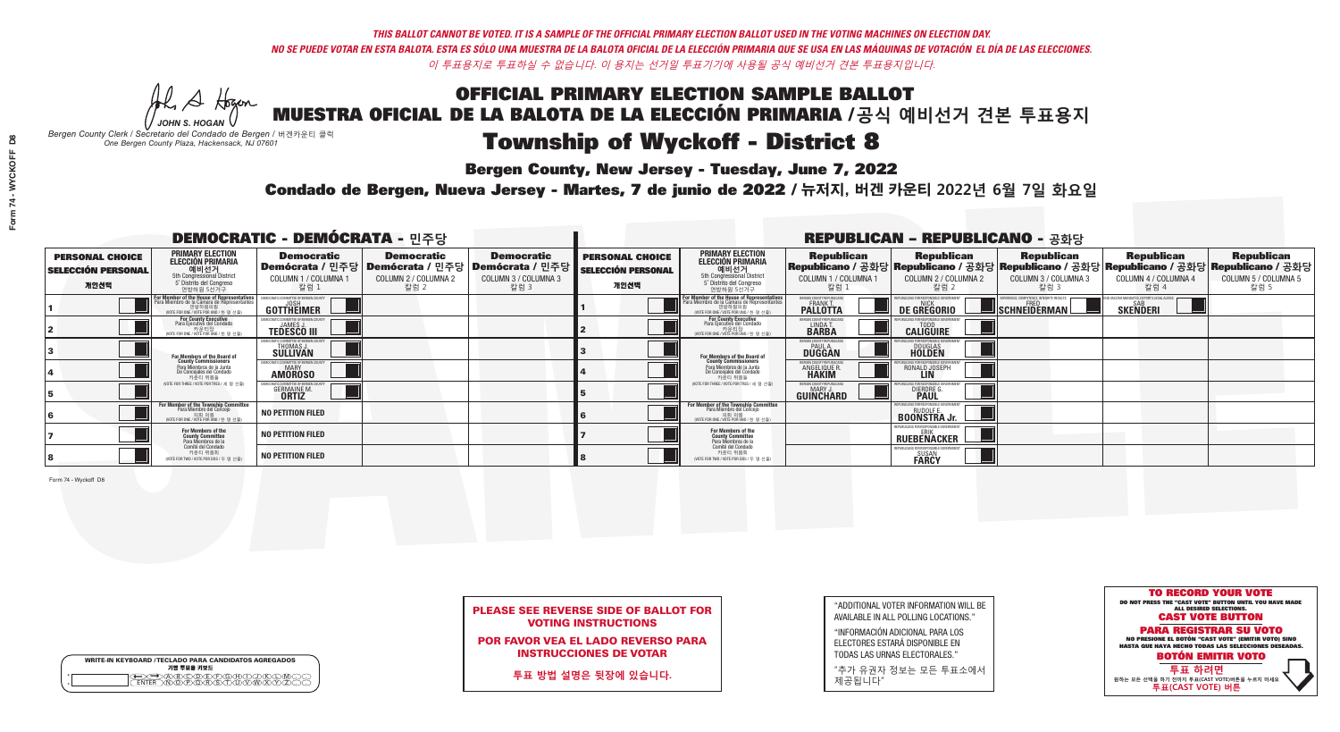*THIS BALLOT CANNOT BE VOTED. IT IS A SAMPLE OF THE OFFICIAL PRIMARY ELECTION BALLOT USED IN THE VOTING MACHINES ON ELECTION DAY.*
*NO SE PUEDE VOTAR EN ESTA BALOTA. ESTA ES SÓLO UNA MUESTRA DE LA BALOTA OFICIAL DE LA ELECCIÓN PRIMARIA QUE SE USA EN LAS MÁQUINAS DE VOTACIÓN EL DÍA DE LAS ELECCIONES.*
*이 투표용지로 투표하실 수 없습니다. 이 용지는 선거일 투표기기에 사용될 공식 예비선거 견본 투표용지입니다.*

JOHN S. HOGAN
*Bergen County Clerk / Secretario del Condado de Bergen / 버겐카운티 클럭*
*One Bergen County Plaza, Hackensack, NJ 07601*

# OFFICIAL PRIMARY ELECTION SAMPLE BALLOT
# MUESTRA OFICIAL DE LA BALOTA DE LA ELECCIÓN PRIMARIA / 공식 예비선거 견본 투표용지

## Township of Wyckoff - District 8

**Bergen County, New Jersey - Tuesday, June 7, 2022**

**Condado de Bergen, Nueva Jersey - Martes, 7 de junio de 2022 / 뉴저지, 버겐 카운티 2022년 6월 7일 화요일**

### DEMOCRATIC - DEMÓCRATA - 민주당

| PERSONAL CHOICE / SELECCIÓN PERSONAL / 개인선택 | PRIMARY ELECTION / ELECCIÓN PRIMARIA / 예비선거 / 5th Congressional District / 5° Distrito del Congreso / 연방하원 5선거구 | Democratic / Demócrata / 민주당 COLUMN 1 / COLUMNA 1 / 칼럼 1 | Democratic / Demócrata / 민주당 COLUMN 2 / COLUMNA 2 / 칼럼 2 | Democratic / Demócrata / 민주당 COLUMN 3 / COLUMNA 3 / 칼럼 3 |
|---|---|---|---|---|
| 1 | For Member of the House of Representatives / Para Miembro de la Cámara de Representantes / 연방하원의원 (VOTE FOR ONE / VOTE POR UNO / 한 명 선출) | JOSH GOTTHEIMER | | |
| 2 | For County Executive / Para Ejecutivo del Condado / 카운티장 (VOTE FOR ONE / VOTE POR UNO / 한 명 선출) | JAMES J. TEDESCO III | | |
| 3 | For Members of the Board of County Commissioners / Para Miembros de la Junta De Concejales del Condado / 카운티 위원들 (VOTE FOR THREE / VOTE POR TRES / 세 명 선출) | THOMAS J. SULLIVAN | | |
| 4 | | MARY AMOROSO | | |
| 5 | | GERMAINE M. ORTIZ | | |
| 6 | For Member of the Township Committee / Para Miembro del Concejo / 의회 의원 (VOTE FOR ONE / VOTE POR UNO / 한 명 선출) | NO PETITION FILED | | |
| 7 | For Members of the County Committee / Para Miembros de la Comité del Condado / 카운티 위원회 (VOTE FOR TWO / VOTE POR DOS / 두 명 선출) | NO PETITION FILED | | |
| 8 | | NO PETITION FILED | | |

### REPUBLICAN - REPUBLICANO - 공화당

| PERSONAL CHOICE / SELECCIÓN PERSONAL / 개인선택 | PRIMARY ELECTION / ELECCIÓN PRIMARIA / 예비선거 / 5th Congressional District / 5° Distrito del Congreso / 연방하원 5선거구 | Republican / Republicano / 공화당 COLUMN 1 / COLUMNA 1 / 칼럼 1 | Republican / Republicano / 공화당 COLUMN 2 / COLUMNA 2 / 칼럼 2 | Republican / Republicano / 공화당 COLUMN 3 / COLUMNA 3 / 칼럼 3 | Republican / Republicano / 공화당 COLUMN 4 / COLUMNA 4 / 칼럼 4 | Republican / Republicano / 공화당 COLUMN 5 / COLUMNA 5 / 칼럼 5 |
|---|---|---|---|---|---|---|
| 1 | For Member of the House of Representatives / Para Miembro de la Cámara de Representantes / 연방하원의원 (VOTE FOR ONE / VOTE POR UNO / 한 명 선출) | FRANK T. PALLOTTA | NICK DE GREGORIO | FRED SCHNEIDERMAN | SAB SKENDERI | |
| 2 | For County Executive / Para Ejecutivo del Condado / 카운티장 (VOTE FOR ONE / VOTE POR UNO / 한 명 선출) | LINDA T. BARBA | TODD CALIGUIRE | | | |
| 3 | For Members of the Board of County Commissioners / Para Miembros de la Junta De Concejales del Condado / 카운티 위원들 (VOTE FOR THREE / VOTE POR TRES / 세 명 선출) | PAUL A. DUGGAN | DOUGLAS HOLDEN | | | |
| 4 | | ANGELIQUE R. HAKIM | RONALD JOSEPH LIN | | | |
| 5 | | MARY J. GUINCHARD | DIERDRE G. PAUL | | | |
| 6 | For Member of the Township Committee / Para Miembro del Concejo / 의회 의원 (VOTE FOR ONE / VOTE POR UNO / 한 명 선출) | | RUDOLF E. BOONSTRA Jr. | | | |
| 7 | For Members of the County Committee / Para Miembros de la Comité del Condado / 카운티 위원회 (VOTE FOR TWO / VOTE POR DOS / 두 명 선출) | | ERIK RUEBENACKER | | | |
| 8 | | | SUSAN FARCY | | | |

Form 74 - Wyckoff D8

**PLEASE SEE REVERSE SIDE OF BALLOT FOR VOTING INSTRUCTIONS**

**POR FAVOR VEA EL LADO REVERSO PARA INSTRUCCIONES DE VOTAR**

**투표 방법 설명은 뒷장에 있습니다.**

"ADDITIONAL VOTER INFORMATION WILL BE AVAILABLE IN ALL POLLING LOCATIONS."

"INFORMACIÓN ADICIONAL PARA LOS ELECTORES ESTARÁ DISPONIBLE EN TODAS LAS URNAS ELECTORALES."

"추가 유권자 정보는 모든 투표소에서 제공됩니다"

WRITE-IN KEYBOARD /TECLADO PARA CANDIDATOS AGREGADOS
기명 투표용 키보드

**TO RECORD YOUR VOTE**
DO NOT PRESS THE "CAST VOTE" BUTTON UNTIL YOU HAVE MADE ALL DESIRED SELECTIONS.
**CAST VOTE BUTTON**

**PARA REGISTRAR SU VOTO**
NO PRESIONE EL BOTÓN "CAST VOTE" (EMITIR VOTO) SINO HASTA QUE HAYA HECHO TODAS LAS SELECCIONES DESEADAS.
**BOTÓN EMITIR VOTO**

**투표 하려면**
원하는 모든 선택을 하기 전까지 투표(CAST VOTE) 버튼을 누르지 마세요.
**투표(CAST VOTE) 버튼**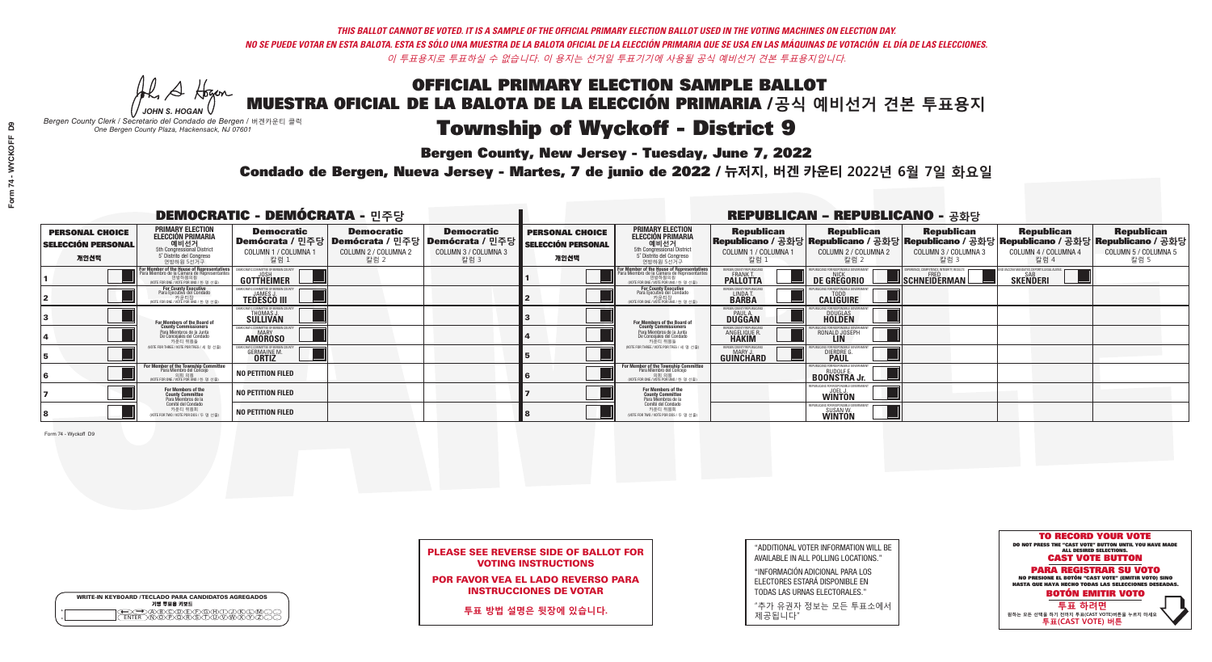*THIS BALLOT CANNOT BE VOTED. IT IS A SAMPLE OF THE OFFICIAL PRIMARY ELECTION BALLOT USED IN THE VOTING MACHINES ON ELECTION DAY.*
*NO SE PUEDE VOTAR EN ESTA BALOTA. ESTA ES SÓLO UNA MUESTRA DE LA BALOTA OFICIAL DE LA ELECCIÓN PRIMARIA QUE SE USA EN LAS MÁQUINAS DE VOTACIÓN EL DÍA DE LAS ELECCIONES.*
*이 투표용지로 투표하실 수 없습니다. 이 용지는 선거일 투표기기에 사용될 공식 예비선거 견본 투표용지입니다.*

JOHN S. HOGAN
*Bergen County Clerk / Secretario del Condado de Bergen / 버겐카운티 클럭*
*One Bergen County Plaza, Hackensack, NJ 07601*

# OFFICIAL PRIMARY ELECTION SAMPLE BALLOT
# MUESTRA OFICIAL DE LA BALOTA DE LA ELECCIÓN PRIMARIA / 공식 예비선거 견본 투표용지

## Township of Wyckoff - District 9

**Bergen County, New Jersey - Tuesday, June 7, 2022**

**Condado de Bergen, Nueva Jersey - Martes, 7 de junio de 2022 / 뉴저지, 버겐 카운티 2022년 6월 7일 화요일**

### DEMOCRATIC - DEMÓCRATA - 민주당

| PERSONAL CHOICE / SELECCIÓN PERSONAL / 개인선택 | PRIMARY ELECTION / ELECCIÓN PRIMARIA / 예비선거 | Democratic / Demócrata / 민주당 COLUMN 1 / COLUMNA 1 / 칼럼 1 | Democratic / Demócrata / 민주당 COLUMN 2 / COLUMNA 2 / 칼럼 2 | Democratic / Demócrata / 민주당 COLUMN 3 / COLUMNA 3 / 칼럼 3 |
|---|---|---|---|---|
| 1 | For Member of the House of Representatives / Para Miembro de la Cámara de Representantes / 연방하원의원 (5th Congressional District) (VOTE FOR ONE / VOTE POR UNO / 한 명 선출) | JOSH GOTTHEIMER | | |
| 2 | For County Executive / Para Ejecutivo del Condado / 카운티장 (VOTE FOR ONE / VOTE POR UNO / 한 명 선출) | JAMES J. TEDESCO III | | |
| 3 | For Members of the Board of County Commissioners / Para Miembros de la Junta De Concejales del Condado / 카운티 위원들 (VOTE FOR THREE / VOTE POR TRES / 세 명 선출) | THOMAS J. SULLIVAN | | |
| 4 | | MARY AMOROSO | | |
| 5 | | GERMAINE M. ORTIZ | | |
| 6 | For Member of the Township Committee / Para Miembro del Concejo / 의회 의원 (VOTE FOR ONE / VOTE POR UNO / 한 명 선출) | NO PETITION FILED | | |
| 7 | For Members of the County Committee / Para Miembros de la Comité del Condado / 카운티 위원회 (VOTE FOR TWO / VOTE POR DOS / 두 명 선출) | NO PETITION FILED | | |
| 8 | | NO PETITION FILED | | |

### REPUBLICAN - REPUBLICANO - 공화당

| PERSONAL CHOICE / SELECCIÓN PERSONAL / 개인선택 | PRIMARY ELECTION / ELECCIÓN PRIMARIA / 예비선거 | Republican / Republicano / 공화당 COLUMN 1 / COLUMNA 1 / 칼럼 1 | Republican / Republicano / 공화당 COLUMN 2 / COLUMNA 2 / 칼럼 2 | Republican / Republicano / 공화당 COLUMN 3 / COLUMNA 3 / 칼럼 3 | Republican / Republicano / 공화당 COLUMN 4 / COLUMNA 4 / 칼럼 4 | Republican / Republicano / 공화당 COLUMN 5 / COLUMNA 5 / 칼럼 5 |
|---|---|---|---|---|---|---|
| 1 | For Member of the House of Representatives / Para Miembro de la Cámara de Representantes / 연방하원의원 (5th Congressional District) (VOTE FOR ONE / VOTE POR UNO / 한 명 선출) | FRANK T. PALLOTTA | NICK DE GREGORIO | FRED SCHNEIDERMAN | SAB SKENDERI | |
| 2 | For County Executive / Para Ejecutivo del Condado / 카운티장 (VOTE FOR ONE / VOTE POR UNO / 한 명 선출) | LINDA T. BARBA | TODD CALIGUIRE | | | |
| 3 | For Members of the Board of County Commissioners / Para Miembros de la Junta De Concejales del Condado / 카운티 위원들 (VOTE FOR THREE / VOTE POR TRES / 세 명 선출) | PAUL A. DUGGAN | DOUGLAS HOLDEN | | | |
| 4 | | ANGELIQUE R. HAKIM | RONALD JOSEPH LIN | | | |
| 5 | | MARY J. GUINCHARD | DIERDRE G. PAUL | | | |
| 6 | For Member of the Township Committee / Para Miembro del Concejo / 의회 의원 (VOTE FOR ONE / VOTE POR UNO / 한 명 선출) | | RUDOLF E. BOONSTRA Jr. | | | |
| 7 | For Members of the County Committee / Para Miembros de la Comité del Condado / 카운티 위원회 (VOTE FOR TWO / VOTE POR DOS / 두 명 선출) | | JOEL J. WINTON | | | |
| 8 | | | SUSAN W. WINTON | | | |

Form 74 - Wyckoff D9

**PLEASE SEE REVERSE SIDE OF BALLOT FOR VOTING INSTRUCTIONS**

**POR FAVOR VEA EL LADO REVERSO PARA INSTRUCCIONES DE VOTAR**

**투표 방법 설명은 뒷장에 있습니다.**

"ADDITIONAL VOTER INFORMATION WILL BE AVAILABLE IN ALL POLLING LOCATIONS."

"INFORMACIÓN ADICIONAL PARA LOS ELECTORES ESTARÁ DISPONIBLE EN TODAS LAS URNAS ELECTORALES."

"추가 유권자 정보는 모든 투표소에서 제공됩니다"

**TO RECORD YOUR VOTE**
DO NOT PRESS THE "CAST VOTE" BUTTON UNTIL YOU HAVE MADE ALL DESIRED SELECTIONS.
**CAST VOTE BUTTON**

**PARA REGISTRAR SU VOTO**
NO PRESIONE EL BOTÓN "CAST VOTE" (EMITIR VOTO) SINO HASTA QUE HAYA HECHO TODAS LAS SELECCIONES DESEADAS.
**BOTÓN EMITIR VOTO**

**투표 하려면**
원하는 모든 선택을 하기 전까지 투표(CAST VOTE)버튼을 누르지 마세요.
**투표(CAST VOTE) 버튼**

WRITE-IN KEYBOARD /TECLADO PARA CANDIDATOS AGREGADOS
기명 투표용 키보드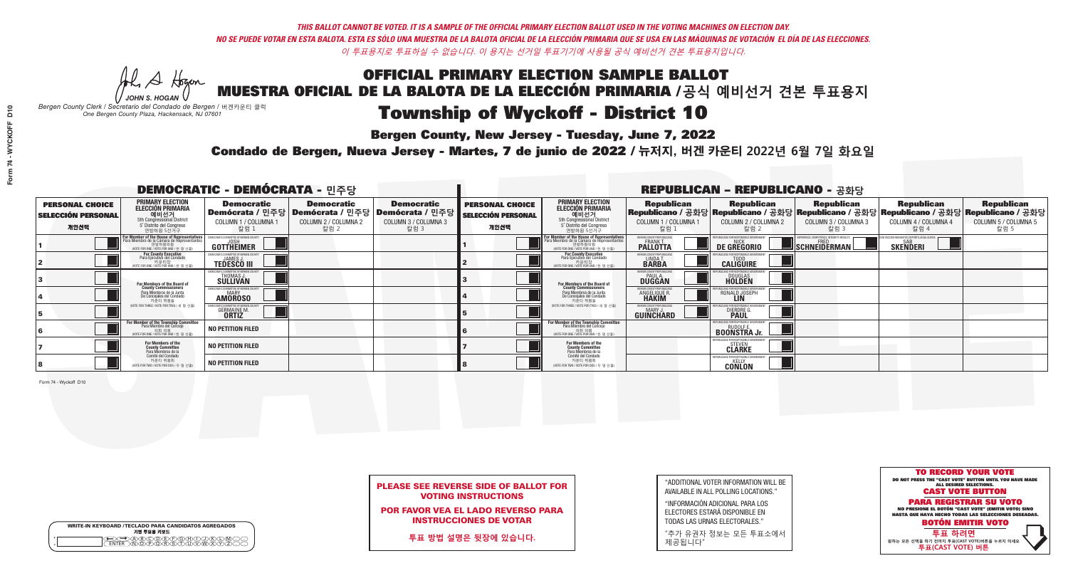*THIS BALLOT CANNOT BE VOTED. IT IS A SAMPLE OF THE OFFICIAL PRIMARY ELECTION BALLOT USED IN THE VOTING MACHINES ON ELECTION DAY.*
*NO SE PUEDE VOTAR EN ESTA BALOTA. ESTA ES SÓLO UNA MUESTRA DE LA BALOTA OFICIAL DE LA ELECCIÓN PRIMARIA QUE SE USA EN LAS MÁQUINAS DE VOTACIÓN EL DÍA DE LAS ELECCIONES.*
*이 투표용지로 투표하실 수 없습니다. 이 용지는 선거일 투표기기에 사용될 공식 예비선거 견본 투표용지입니다.*

JOHN S. HOGAN
*Bergen County Clerk / Secretario del Condado de Bergen /* 버겐카운티 클럭
*One Bergen County Plaza, Hackensack, NJ 07601*

# OFFICIAL PRIMARY ELECTION SAMPLE BALLOT
# MUESTRA OFICIAL DE LA BALOTA DE LA ELECCIÓN PRIMARIA /공식 예비선거 견본 투표용지
# Township of Wyckoff - District 10

**Bergen County, New Jersey - Tuesday, June 7, 2022**

**Condado de Bergen, Nueva Jersey - Martes, 7 de junio de 2022 / 뉴저지, 버겐 카운티 2022년 6월 7일 화요일**

## DEMOCRATIC - DEMÓCRATA - 민주당

| PERSONAL CHOICE / SELECCIÓN PERSONAL / 개인선택 | PRIMARY ELECTION / ELECCIÓN PRIMARIA / 예비선거 | Democratic / Demócrata / 민주당 COLUMN 1 / COLUMNA 1 / 칼럼 1 | Democratic / Demócrata / 민주당 COLUMN 2 / COLUMNA 2 / 칼럼 2 | Democratic / Demócrata / 민주당 COLUMN 3 / COLUMNA 3 / 칼럼 3 |
|---|---|---|---|---|
| 1 | For Member of the House of Representatives / Para Miembro de la Cámara de Representantes / 연방하원의원 (5th Congressional District / 5° Distrito del Congreso / 연방하원 5선거구) (VOTE FOR ONE / VOTE POR UNO / 한 명 선출) | JOSH GOTTHEIMER | | |
| 2 | For County Executive / Para Ejecutivo del Condado / 카운티장 (VOTE FOR ONE / VOTE POR UNO / 한 명 선출) | JAMES J. TEDESCO III | | |
| 3 | For Members of the Board of County Commissioners / Para Miembros de la Junta De Concejales del Condado / 카운티 위원들 (VOTE FOR THREE / VOTE POR TRES / 세 명 선출) | THOMAS J. SULLIVAN | | |
| 4 | | MARY AMOROSO | | |
| 5 | | GERMAINE M. ORTIZ | | |
| 6 | For Member of the Township Committee / Para Miembro del Concejo / 의회 의원 (VOTE FOR ONE / VOTE POR UNO / 한 명 선출) | NO PETITION FILED | | |
| 7 | For Members of the County Committee / Para Miembros de la Comité del Condado / 카운티 위원회 (VOTE FOR TWO / VOTE POR DOS / 두 명 선출) | NO PETITION FILED | | |
| 8 | | NO PETITION FILED | | |

## REPUBLICAN - REPUBLICANO - 공화당

| PERSONAL CHOICE / SELECCIÓN PERSONAL / 개인선택 | PRIMARY ELECTION / ELECCIÓN PRIMARIA / 예비선거 | Republican / Republicano / 공화당 COLUMN 1 / COLUMNA 1 / 칼럼 1 | Republican / Republicano / 공화당 COLUMN 2 / COLUMNA 2 / 칼럼 2 | Republican / Republicano / 공화당 COLUMN 3 / COLUMNA 3 / 칼럼 3 | Republican / Republicano / 공화당 COLUMN 4 / COLUMNA 4 / 칼럼 4 | Republican / Republicano / 공화당 COLUMN 5 / COLUMNA 5 / 칼럼 5 |
|---|---|---|---|---|---|---|
| 1 | For Member of the House of Representatives / Para Miembro de la Cámara de Representantes / 연방하원의원 (5th Congressional District / 5° Distrito del Congreso / 연방하원 5선거구) (VOTE FOR ONE / VOTE POR UNO / 한 명 선출) | FRANK T. PALLOTTA | NICK DE GREGORIO | FRED SCHNEIDERMAN | SAB SKENDERI | |
| 2 | For County Executive / Para Ejecutivo del Condado / 카운티장 (VOTE FOR ONE / VOTE POR UNO / 한 명 선출) | LINDA T. BARBA | TODD CALIGUIRE | | | |
| 3 | For Members of the Board of County Commissioners / Para Miembros de la Junta De Concejales del Condado / 카운티 위원들 (VOTE FOR THREE / VOTE POR TRES / 세 명 선출) | PAUL A. DUGGAN | DOUGLAS HOLDEN | | | |
| 4 | | ANGELIQUE R. HAKIM | RONALD JOSEPH LIN | | | |
| 5 | | MARY J. GUINCHARD | DIERDRE G. PAUL | | | |
| 6 | For Member of the Township Committee / Para Miembro del Concejo / 의회 의원 (VOTE FOR ONE / VOTE POR UNO / 한 명 선출) | | RUDOLF E. BOONSTRA Jr. | | | |
| 7 | For Members of the County Committee / Para Miembros de la Comité del Condado / 카운티 위원회 (VOTE FOR TWO / VOTE POR DOS / 두 명 선출) | | STEVEN CLARKE | | | |
| 8 | | | KELLY CONLON | | | |

Form 74 - Wyckoff D10

**PLEASE SEE REVERSE SIDE OF BALLOT FOR VOTING INSTRUCTIONS**

**POR FAVOR VEA EL LADO REVERSO PARA INSTRUCCIONES DE VOTAR**

**투표 방법 설명은 뒷장에 있습니다.**

"ADDITIONAL VOTER INFORMATION WILL BE AVAILABLE IN ALL POLLING LOCATIONS."

"INFORMACIÓN ADICIONAL PARA LOS ELECTORES ESTARÁ DISPONIBLE EN TODAS LAS URNAS ELECTORALES."

"추가 유권자 정보는 모든 투표소에서 제공됩니다"

WRITE-IN KEYBOARD /TECLADO PARA CANDIDATOS AGREGADOS
기명 투표용 키보드

**TO RECORD YOUR VOTE**
DO NOT PRESS THE "CAST VOTE" BUTTON UNTIL YOU HAVE MADE ALL DESIRED SELECTIONS.
**CAST VOTE BUTTON**

**PARA REGISTRAR SU VOTO**
NO PRESIONE EL BOTÓN "CAST VOTE" (EMITIR VOTO) SINO HASTA QUE HAYA HECHO TODAS LAS SELECCIONES DESEADAS.
**BOTÓN EMITIR VOTO**

**투표 하려면**
원하는 모든 선택을 하기 전까지 투표(CAST VOTE)버튼을 누르지 마세요
**투표(CAST VOTE) 버튼**